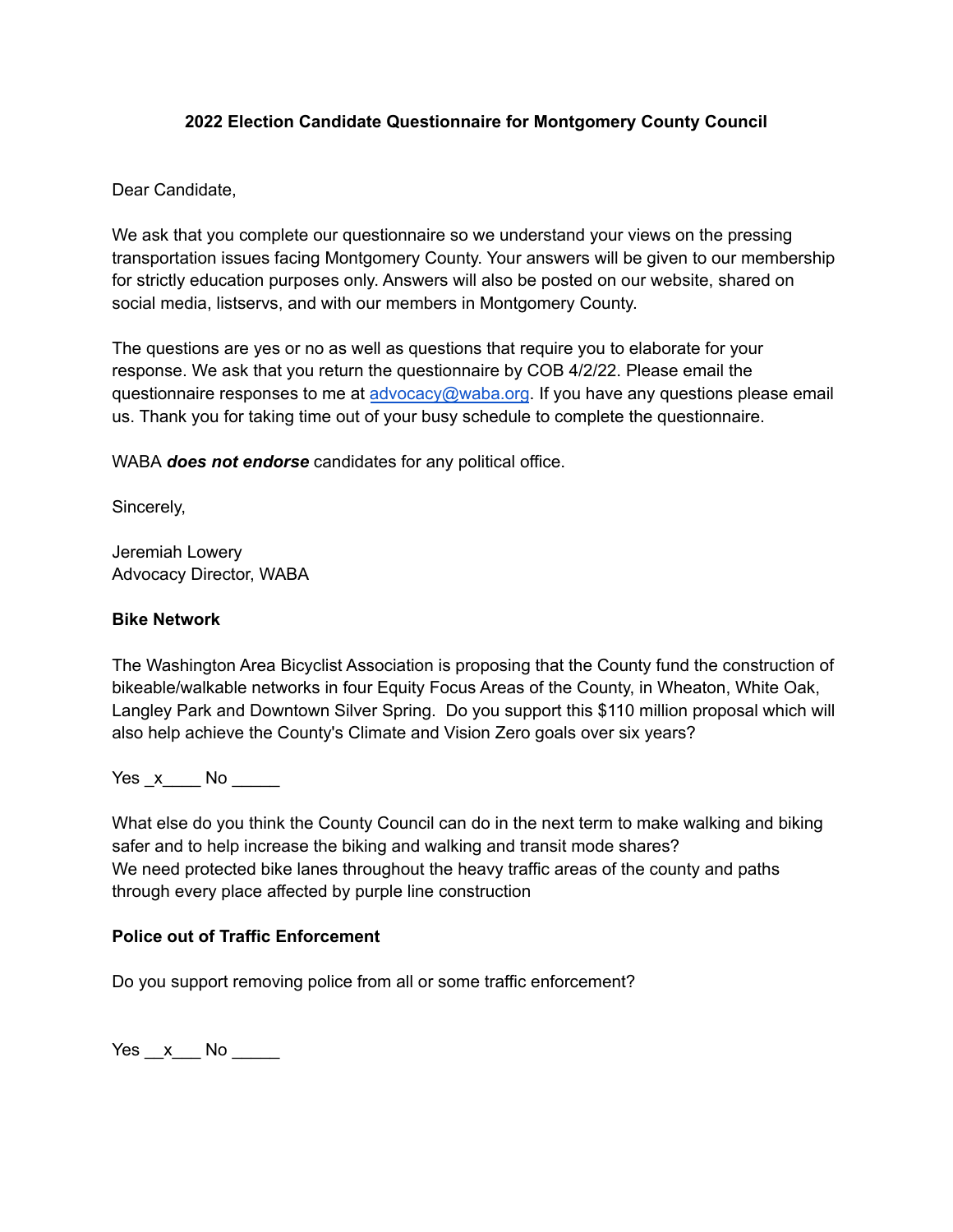**2022 Election Candidate Questionnaire for Montgomery County Council**

Dear Candidate,

We ask that you complete our questionnaire so we understand your views on the pressing transportation issues facing Montgomery County. Your answers will be given to our membership for strictly education purposes only. Answers will also be posted on our website, shared on social media, listservs, and with our members in Montgomery County.

The questions are yes or no as well as questions that require you to elaborate for your response. We ask that you return the questionnaire by COB 4/2/22. Please email the questionnaire responses to me at [advocacy@waba.org](mailto:advocacy@waba.org). If you have any questions please email us. Thank you for taking time out of your busy schedule to complete the questionnaire.

WABA ***does not endorse*** candidates for any political office.

Sincerely,

Jeremiah Lowery
Advocacy Director, WABA

**Bike Network**

The Washington Area Bicyclist Association is proposing that the County fund the construction of bikeable/walkable networks in four Equity Focus Areas of the County, in Wheaton, White Oak, Langley Park and Downtown Silver Spring. Do you support this $110 million proposal which will also help achieve the County's Climate and Vision Zero goals over six years?

Yes _x____ No _____

What else do you think the County Council can do in the next term to make walking and biking safer and to help increase the biking and walking and transit mode shares?
We need protected bike lanes throughout the heavy traffic areas of the county and paths through every place affected by purple line construction

**Police out of Traffic Enforcement**

Do you support removing police from all or some traffic enforcement?

Yes __x___ No _____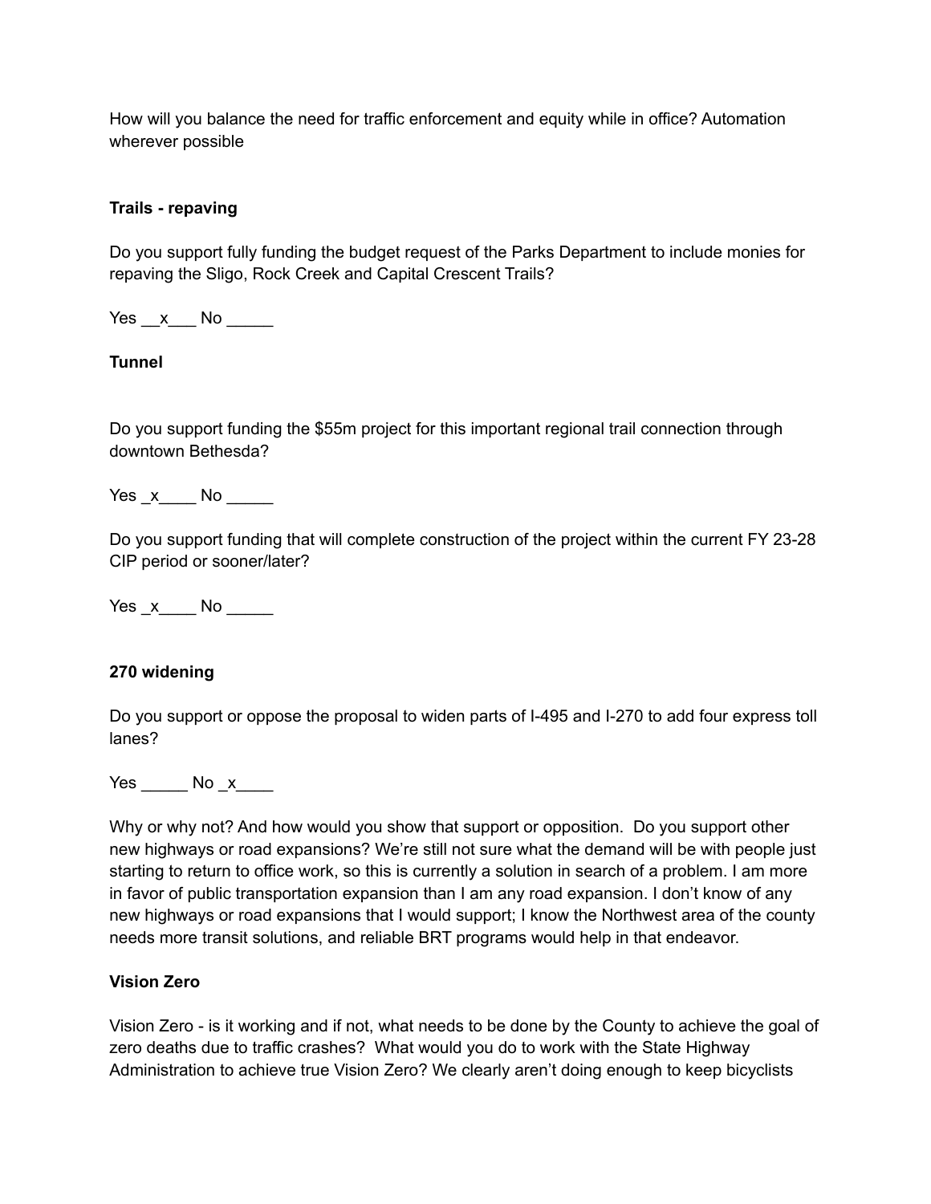How will you balance the need for traffic enforcement and equity while in office? Automation wherever possible

**Trails - repaving**

Do you support fully funding the budget request of the Parks Department to include monies for repaving the Sligo, Rock Creek and Capital Crescent Trails?

Yes __x___ No _____

**Tunnel**

Do you support funding the $55m project for this important regional trail connection through downtown Bethesda?

Yes _x____ No _____

Do you support funding that will complete construction of the project within the current FY 23-28 CIP period or sooner/later?

Yes _x____ No _____

**270 widening**

Do you support or oppose the proposal to widen parts of I-495 and I-270 to add four express toll lanes?

Yes _____ No _x____

Why or why not? And how would you show that support or opposition. Do you support other new highways or road expansions? We're still not sure what the demand will be with people just starting to return to office work, so this is currently a solution in search of a problem. I am more in favor of public transportation expansion than I am any road expansion. I don't know of any new highways or road expansions that I would support; I know the Northwest area of the county needs more transit solutions, and reliable BRT programs would help in that endeavor.

**Vision Zero**

Vision Zero - is it working and if not, what needs to be done by the County to achieve the goal of zero deaths due to traffic crashes? What would you do to work with the State Highway Administration to achieve true Vision Zero? We clearly aren't doing enough to keep bicyclists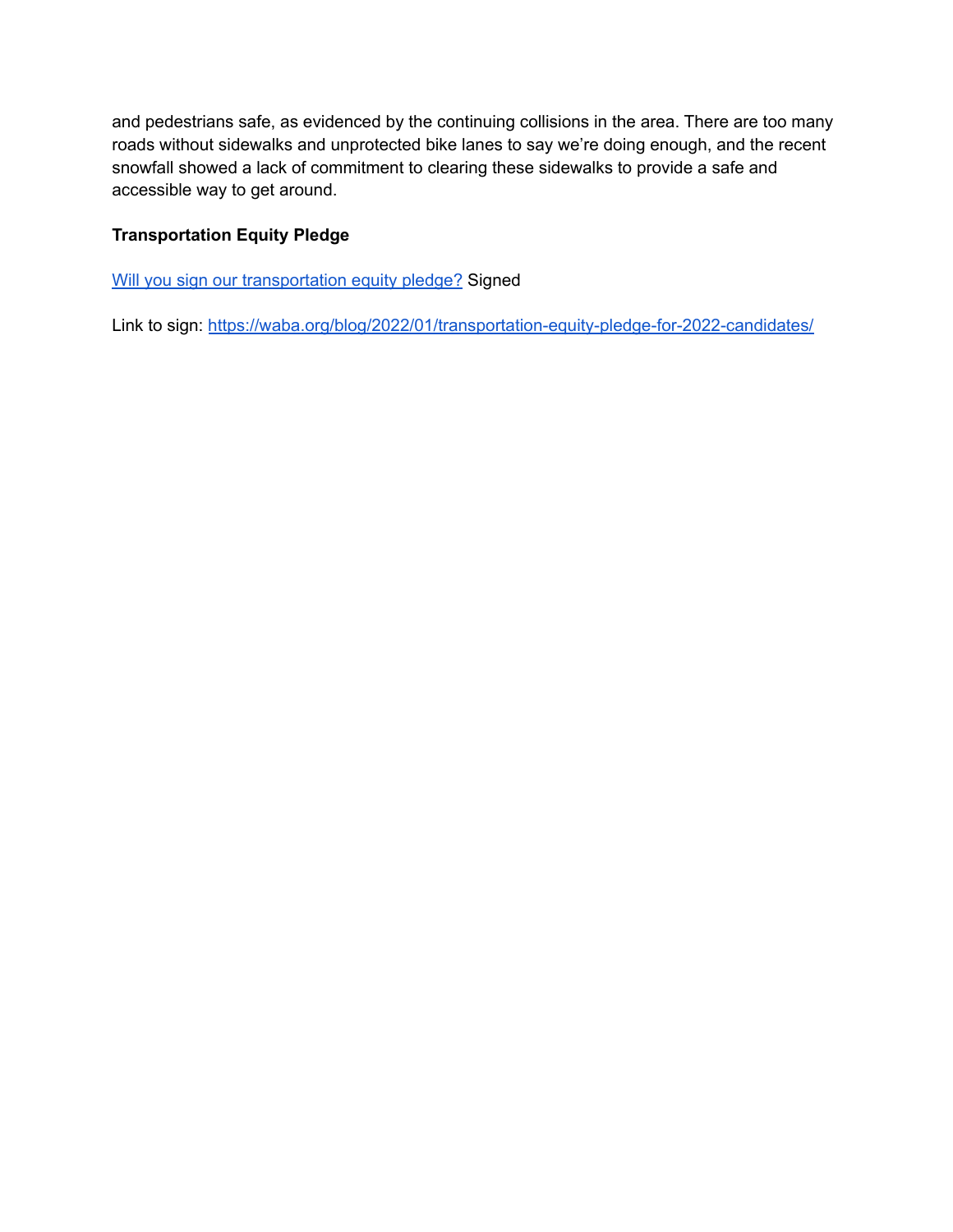and pedestrians safe, as evidenced by the continuing collisions in the area. There are too many roads without sidewalks and unprotected bike lanes to say we're doing enough, and the recent snowfall showed a lack of commitment to clearing these sidewalks to provide a safe and accessible way to get around.

**Transportation Equity Pledge**

[Will you sign our transportation equity pledge?](https://waba.org/blog/2022/01/transportation-equity-pledge-for-2022-candidates/) Signed

Link to sign: https://waba.org/blog/2022/01/transportation-equity-pledge-for-2022-candidates/